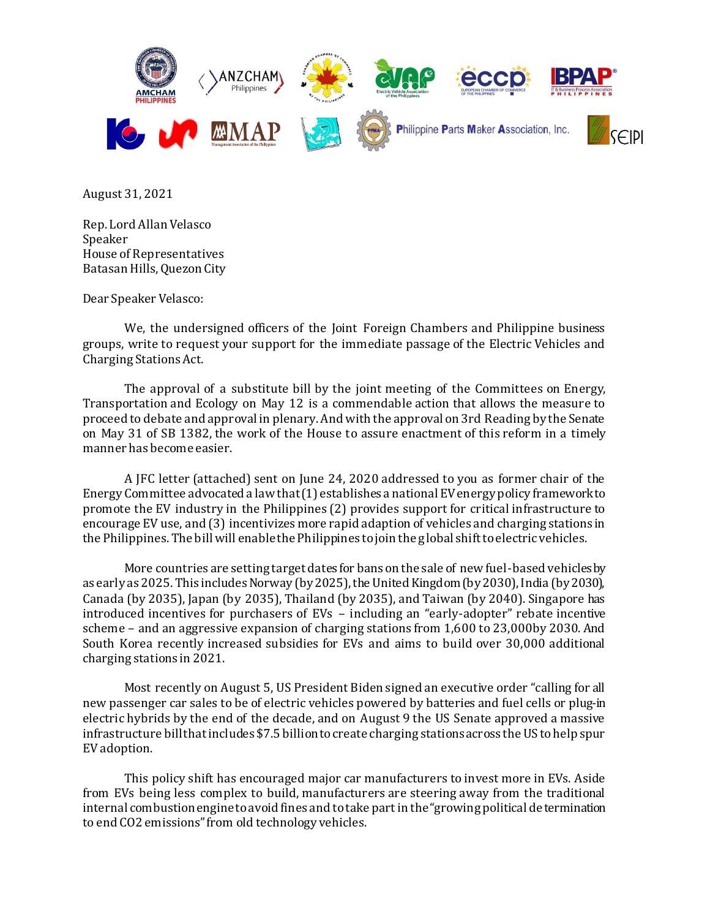August 31, 2021

Rep. Lord Allan Velasco
Speaker
House of Representatives
Batasan Hills, Quezon City

Dear Speaker Velasco:

We, the undersigned officers of the Joint Foreign Chambers and Philippine business groups, write to request your support for the immediate passage of the Electric Vehicles and Charging Stations Act.

The approval of a substitute bill by the joint meeting of the Committees on Energy, Transportation and Ecology on May 12 is a commendable action that allows the measure to proceed to debate and approval in plenary. And with the approval on 3rd Reading by the Senate on May 31 of SB 1382, the work of the House to assure enactment of this reform in a timely manner has become easier.

A JFC letter (attached) sent on June 24, 2020 addressed to you as former chair of the Energy Committee advocated a law that (1) establishes a national EV energy policy framework to promote the EV industry in the Philippines (2) provides support for critical infrastructure to encourage EV use, and (3) incentivizes more rapid adaption of vehicles and charging stations in the Philippines. The bill will enable the Philippines to join the global shift to electric vehicles.

More countries are setting target dates for bans on the sale of new fuel-based vehicles by as early as 2025. This includes Norway (by 2025), the United Kingdom (by 2030), India (by 2030), Canada (by 2035), Japan (by 2035), Thailand (by 2035), and Taiwan (by 2040). Singapore has introduced incentives for purchasers of EVs – including an "early-adopter" rebate incentive scheme – and an aggressive expansion of charging stations from 1,600 to 23,000by 2030. And South Korea recently increased subsidies for EVs and aims to build over 30,000 additional charging stations in 2021.

Most recently on August 5, US President Biden signed an executive order "calling for all new passenger car sales to be of electric vehicles powered by batteries and fuel cells or plug-in electric hybrids by the end of the decade, and on August 9 the US Senate approved a massive infrastructure bill that includes $7.5 billion to create charging stations across the US to help spur EV adoption.

This policy shift has encouraged major car manufacturers to invest more in EVs. Aside from EVs being less complex to build, manufacturers are steering away from the traditional internal combustion engine to avoid fines and to take part in the "growing political determination to end $CO_2$ emissions" from old technology vehicles.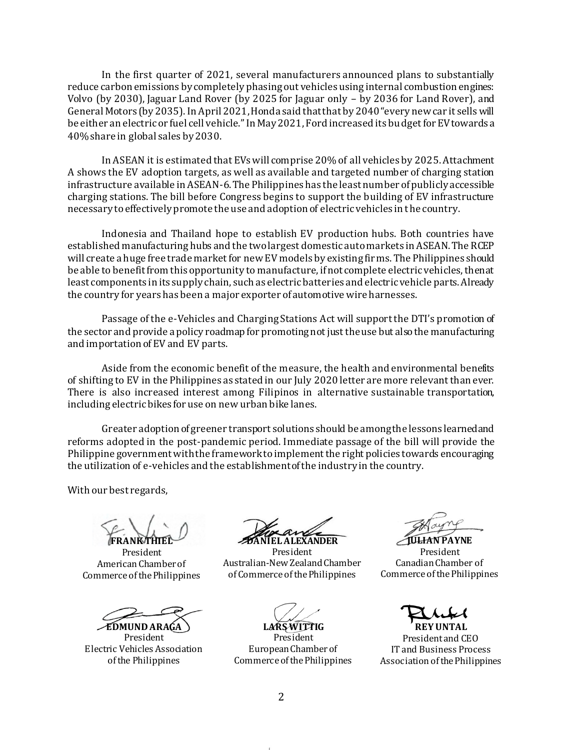In the first quarter of 2021, several manufacturers announced plans to substantially reduce carbon emissions by completely phasing out vehicles using internal combustion engines: Volvo (by 2030), Jaguar Land Rover (by 2025 for Jaguar only – by 2036 for Land Rover), and General Motors (by 2035). In April 2021, Honda said that that by 2040 "every new car it sells will be either an electric or fuel cell vehicle." In May 2021, Ford increased its budget for EV towards a 40% share in global sales by 2030.

In ASEAN it is estimated that EVs will comprise 20% of all vehicles by 2025. Attachment A shows the EV adoption targets, as well as available and targeted number of charging station infrastructure available in ASEAN-6. The Philippines has the least number of publicly accessible charging stations. The bill before Congress begins to support the building of EV infrastructure necessary to effectively promote the use and adoption of electric vehicles in the country.

Indonesia and Thailand hope to establish EV production hubs. Both countries have established manufacturing hubs and the two largest domestic auto markets in ASEAN. The RCEP will create a huge free trade market for new EV models by existing firms. The Philippines should be able to benefit from this opportunity to manufacture, if not complete electric vehicles, then at least components in its supply chain, such as electric batteries and electric vehicle parts. Already the country for years has been a major exporter of automotive wire harnesses.

Passage of the e-Vehicles and Charging Stations Act will support the DTI's promotion of the sector and provide a policy roadmap for promoting not just the use but also the manufacturing and importation of EV and EV parts.

Aside from the economic benefit of the measure, the health and environmental benefits of shifting to EV in the Philippines as stated in our July 2020 letter are more relevant than ever. There is also increased interest among Filipinos in alternative sustainable transportation, including electric bikes for use on new urban bike lanes.

Greater adoption of greener transport solutions should be among the lessons learned and reforms adopted in the post-pandemic period. Immediate passage of the bill will provide the Philippine government with the framework to implement the right policies towards encouraging the utilization of e-vehicles and the establishment of the industry in the country.

With our best regards,

**FRANK THIEL**
President
American Chamber of Commerce of the Philippines

**DANIEL ALEXANDER**
President
Australian-New Zealand Chamber of Commerce of the Philippines

**JULIAN PAYNE**
President
Canadian Chamber of Commerce of the Philippines

**EDMUND ARAGA**
President
Electric Vehicles Association of the Philippines

**LARS WITTIG**
President
European Chamber of Commerce of the Philippines

**REY UNTAL**
President and CEO
IT and Business Process Association of the Philippines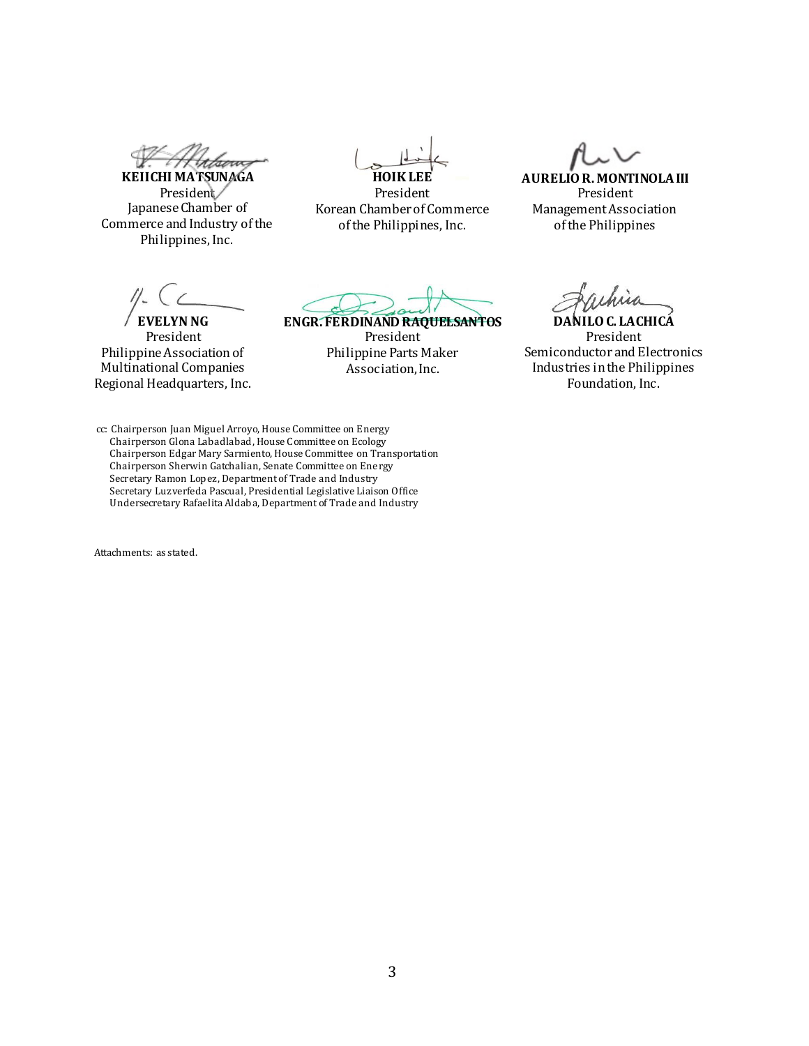**KEIICHI MATSUNAGA**
President
Japanese Chamber of Commerce and Industry of the Philippines, Inc.

**HOIK LEE**
President
Korean Chamber of Commerce of the Philippines, Inc.

**AURELIO R. MONTINOLA III**
President
Management Association of the Philippines

**EVELYN NG**
President
Philippine Association of Multinational Companies Regional Headquarters, Inc.

**ENGR. FERDINAND RAQUELSANTOS**
President
Philippine Parts Maker Association, Inc.

**DANILO C. LACHICA**
President
Semiconductor and Electronics Industries in the Philippines Foundation, Inc.

cc: Chairperson Juan Miguel Arroyo, House Committee on Energy
Chairperson Glona Labadlabad, House Committee on Ecology
Chairperson Edgar Mary Sarmiento, House Committee on Transportation
Chairperson Sherwin Gatchalian, Senate Committee on Energy
Secretary Ramon Lopez, Department of Trade and Industry
Secretary Luzverfeda Pascual, Presidential Legislative Liaison Office
Undersecretary Rafaelita Aldaba, Department of Trade and Industry

Attachments: as stated.